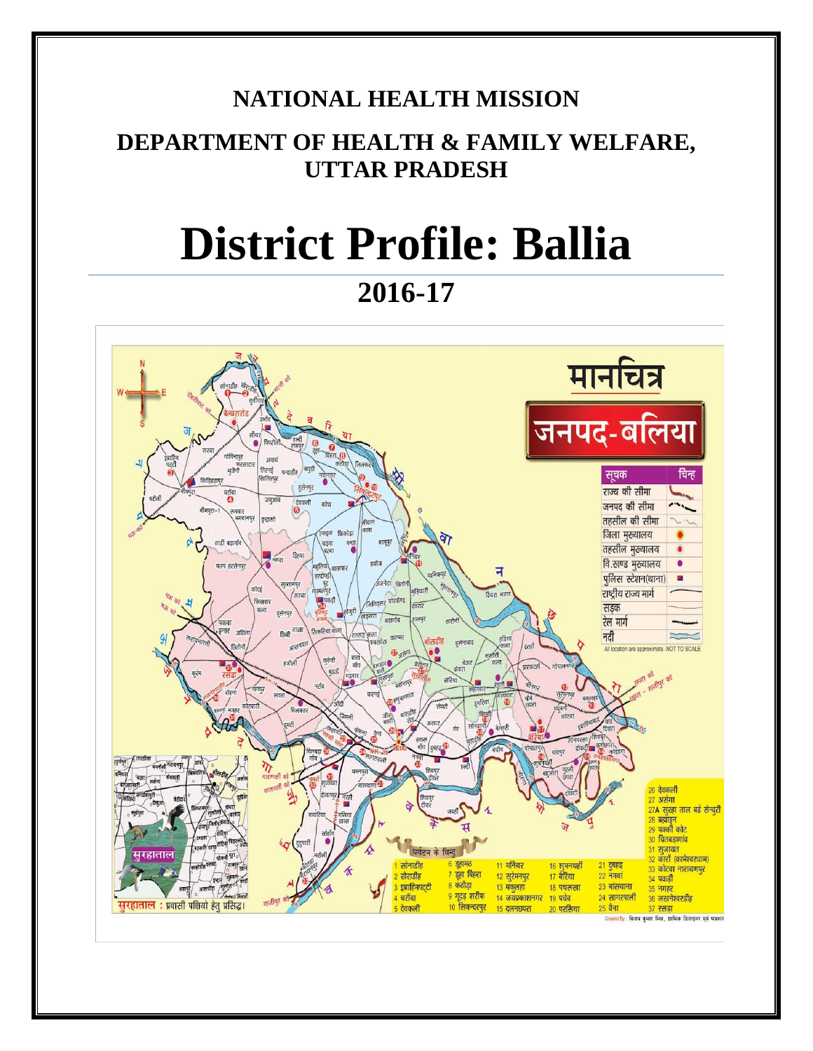# NATIONAL HEALTH MISSION

## DEPARTMENT OF HEALTH & FAMILY WELFARE, UTTAR PRADESH

# District Profile: Ballia

## 2016-17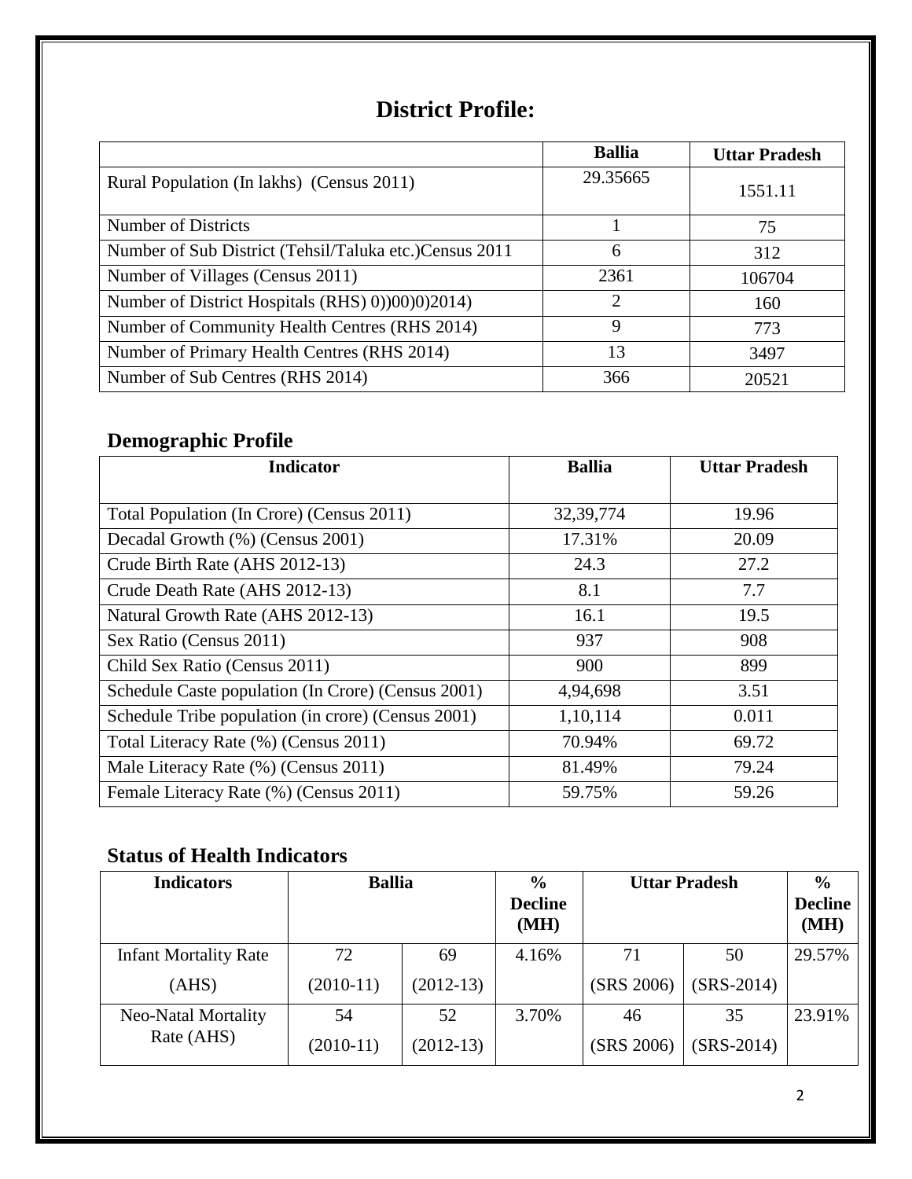# District Profile:

| | Ballia | Uttar Pradesh |
|---|---|---|
| Rural Population (In lakhs) (Census 2011) | 29.35665 | 1551.11 |
| Number of Districts | 1 | 75 |
| Number of Sub District (Tehsil/Taluka etc.)Census 2011 | 6 | 312 |
| Number of Villages (Census 2011) | 2361 | 106704 |
| Number of District Hospitals (RHS) 0))00)0)2014) | 2 | 160 |
| Number of Community Health Centres (RHS 2014) | 9 | 773 |
| Number of Primary Health Centres (RHS 2014) | 13 | 3497 |
| Number of Sub Centres (RHS 2014) | 366 | 20521 |

## Demographic Profile

| Indicator | Ballia | Uttar Pradesh |
|---|---|---|
| Total Population (In Crore) (Census 2011) | 32,39,774 | 19.96 |
| Decadal Growth (%) (Census 2001) | 17.31% | 20.09 |
| Crude Birth Rate (AHS 2012-13) | 24.3 | 27.2 |
| Crude Death Rate (AHS 2012-13) | 8.1 | 7.7 |
| Natural Growth Rate (AHS 2012-13) | 16.1 | 19.5 |
| Sex Ratio (Census 2011) | 937 | 908 |
| Child Sex Ratio (Census 2011) | 900 | 899 |
| Schedule Caste population (In Crore) (Census 2001) | 4,94,698 | 3.51 |
| Schedule Tribe population (in crore) (Census 2001) | 1,10,114 | 0.011 |
| Total Literacy Rate (%) (Census 2011) | 70.94% | 69.72 |
| Male Literacy Rate (%) (Census 2011) | 81.49% | 79.24 |
| Female Literacy Rate (%) (Census 2011) | 59.75% | 59.26 |

## Status of Health Indicators

| Indicators | Ballia | | % Decline (MH) | Uttar Pradesh | | % Decline (MH) |
|---|---|---|---|---|---|---|
| Infant Mortality Rate (AHS) | 72 (2010-11) | 69 (2012-13) | 4.16% | 71 (SRS 2006) | 50 (SRS-2014) | 29.57% |
| Neo-Natal Mortality Rate (AHS) | 54 (2010-11) | 52 (2012-13) | 3.70% | 46 (SRS 2006) | 35 (SRS-2014) | 23.91% |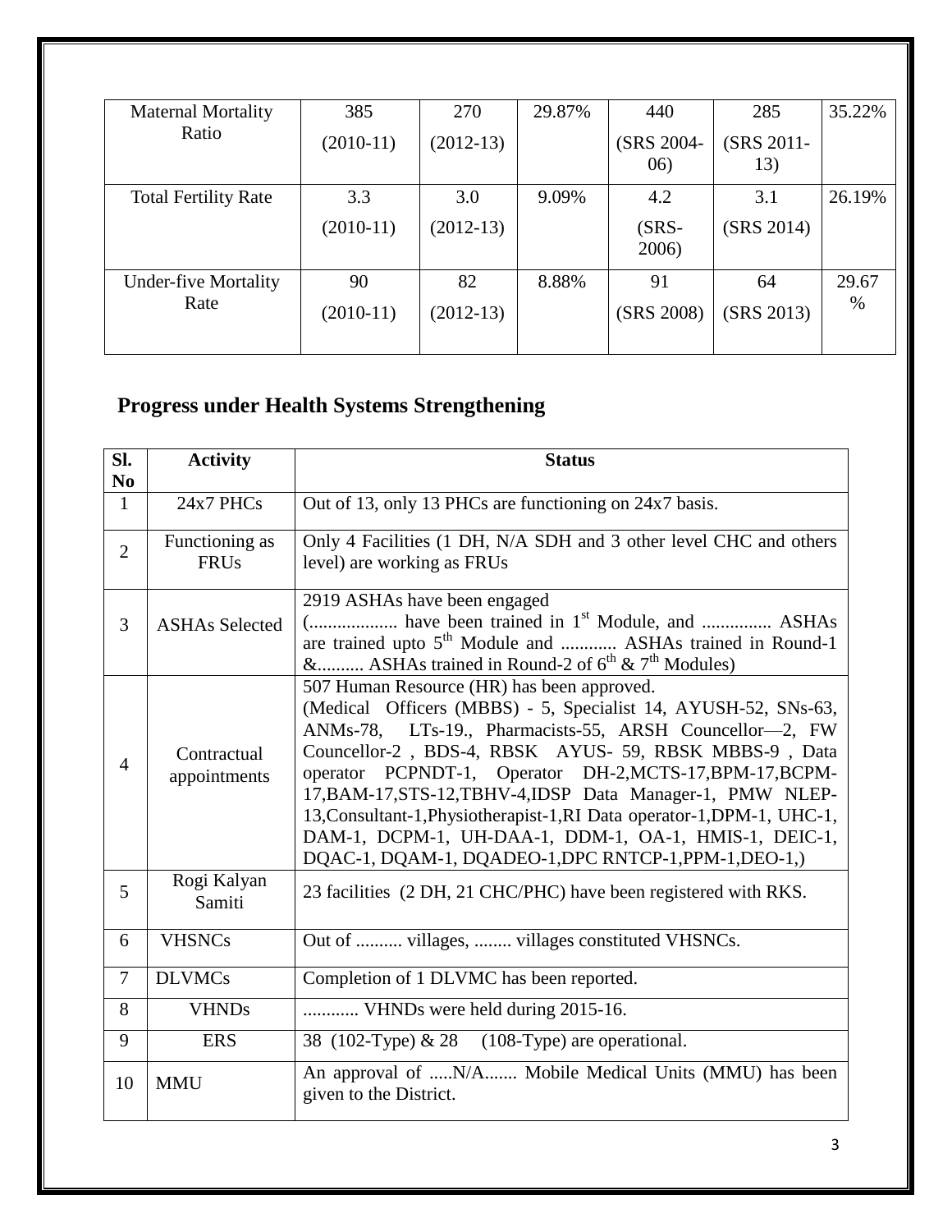| Maternal Mortality Ratio | 385 (2010-11) | 270 (2012-13) | 29.87% | 440 (SRS 2004-06) | 285 (SRS 2011-13) | 35.22% |
|---|---|---|---|---|---|---|
| Total Fertility Rate | 3.3 (2010-11) | 3.0 (2012-13) | 9.09% | 4.2 (SRS-2006) | 3.1 (SRS 2014) | 26.19% |
| Under-five Mortality Rate | 90 (2010-11) | 82 (2012-13) | 8.88% | 91 (SRS 2008) | 64 (SRS 2013) | 29.67 % |

## Progress under Health Systems Strengthening

| Sl. No | Activity | Status |
|---|---|---|
| 1 | 24x7 PHCs | Out of 13, only 13 PHCs are functioning on 24x7 basis. |
| 2 | Functioning as FRUs | Only 4 Facilities (1 DH, N/A SDH and 3 other level CHC and others level) are working as FRUs |
| 3 | ASHAs Selected | 2919 ASHAs have been engaged (.................. have been trained in 1st Module, and ............... ASHAs are trained upto 5th Module and ............ ASHAs trained in Round-1 &.......... ASHAs trained in Round-2 of 6th & 7th Modules) |
| 4 | Contractual appointments | 507 Human Resource (HR) has been approved. (Medical Officers (MBBS) - 5, Specialist 14, AYUSH-52, SNs-63, ANMs-78, LTs-19., Pharmacists-55, ARSH Councellor—2, FW Councellor-2 , BDS-4, RBSK AYUS- 59, RBSK MBBS-9 , Data operator PCPNDT-1, Operator DH-2,MCTS-17,BPM-17,BCPM-17,BAM-17,STS-12,TBHV-4,IDSP Data Manager-1, PMW NLEP-13,Consultant-1,Physiotherapist-1,RI Data operator-1,DPM-1, UHC-1, DAM-1, DCPM-1, UH-DAA-1, DDM-1, OA-1, HMIS-1, DEIC-1, DQAC-1, DQAM-1, DQADEO-1,DPC RNTCP-1,PPM-1,DEO-1,) |
| 5 | Rogi Kalyan Samiti | 23 facilities (2 DH, 21 CHC/PHC) have been registered with RKS. |
| 6 | VHSNCs | Out of .......... villages, ........ villages constituted VHSNCs. |
| 7 | DLVMCs | Completion of 1 DLVMC has been reported. |
| 8 | VHNDs | ............ VHNDs were held during 2015-16. |
| 9 | ERS | 38 (102-Type) & 28 (108-Type) are operational. |
| 10 | MMU | An approval of .....N/A....... Mobile Medical Units (MMU) has been given to the District. |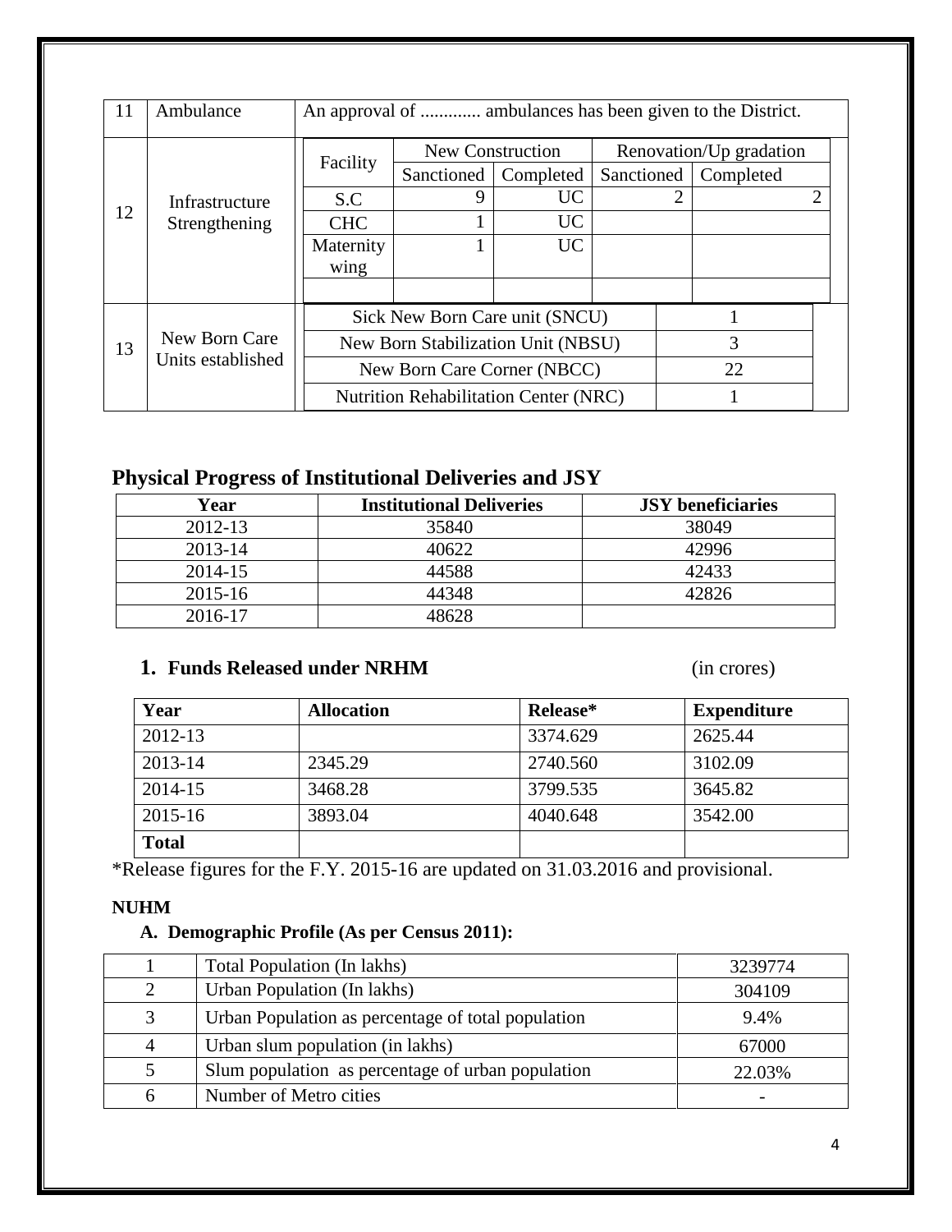| 11 | Ambulance | An approval of ............. ambulances has been given to the District. | | | | |
|---|---|---|---|---|---|---|
| 12 | Infrastructure Strengthening | Facility | New Construction | | Renovation/Up gradation | |
| | | | Sanctioned | Completed | Sanctioned | Completed |
| | | S.C | 9 | UC | 2 | 2 |
| | | CHC | 1 | UC | | |
| | | Maternity wing | 1 | UC | | |
| | | | | | | |
| 13 | New Born Care Units established | Sick New Born Care unit (SNCU) | 1 | | | |
| | | New Born Stabilization Unit (NBSU) | 3 | | | |
| | | New Born Care Corner (NBCC) | 22 | | | |
| | | Nutrition Rehabilitation Center (NRC) | 1 | | | |

## Physical Progress of Institutional Deliveries and JSY

| Year | Institutional Deliveries | JSY beneficiaries |
|---|---|---|
| 2012-13 | 35840 | 38049 |
| 2013-14 | 40622 | 42996 |
| 2014-15 | 44588 | 42433 |
| 2015-16 | 44348 | 42826 |
| 2016-17 | 48628 | |

### 1. Funds Released under NRHM (in crores)

| Year | Allocation | Release* | Expenditure |
|---|---|---|---|
| 2012-13 | | 3374.629 | 2625.44 |
| 2013-14 | 2345.29 | 2740.560 | 3102.09 |
| 2014-15 | 3468.28 | 3799.535 | 3645.82 |
| 2015-16 | 3893.04 | 4040.648 | 3542.00 |
| **Total** | | | |

*Release figures for the F.Y. 2015-16 are updated on 31.03.2016 and provisional.

**NUHM**

**A. Demographic Profile (As per Census 2011):**

| 1 | Total Population (In lakhs) | 3239774 |
|---|---|---|
| 2 | Urban Population (In lakhs) | 304109 |
| 3 | Urban Population as percentage of total population | 9.4% |
| 4 | Urban slum population (in lakhs) | 67000 |
| 5 | Slum population as percentage of urban population | 22.03% |
| 6 | Number of Metro cities | - |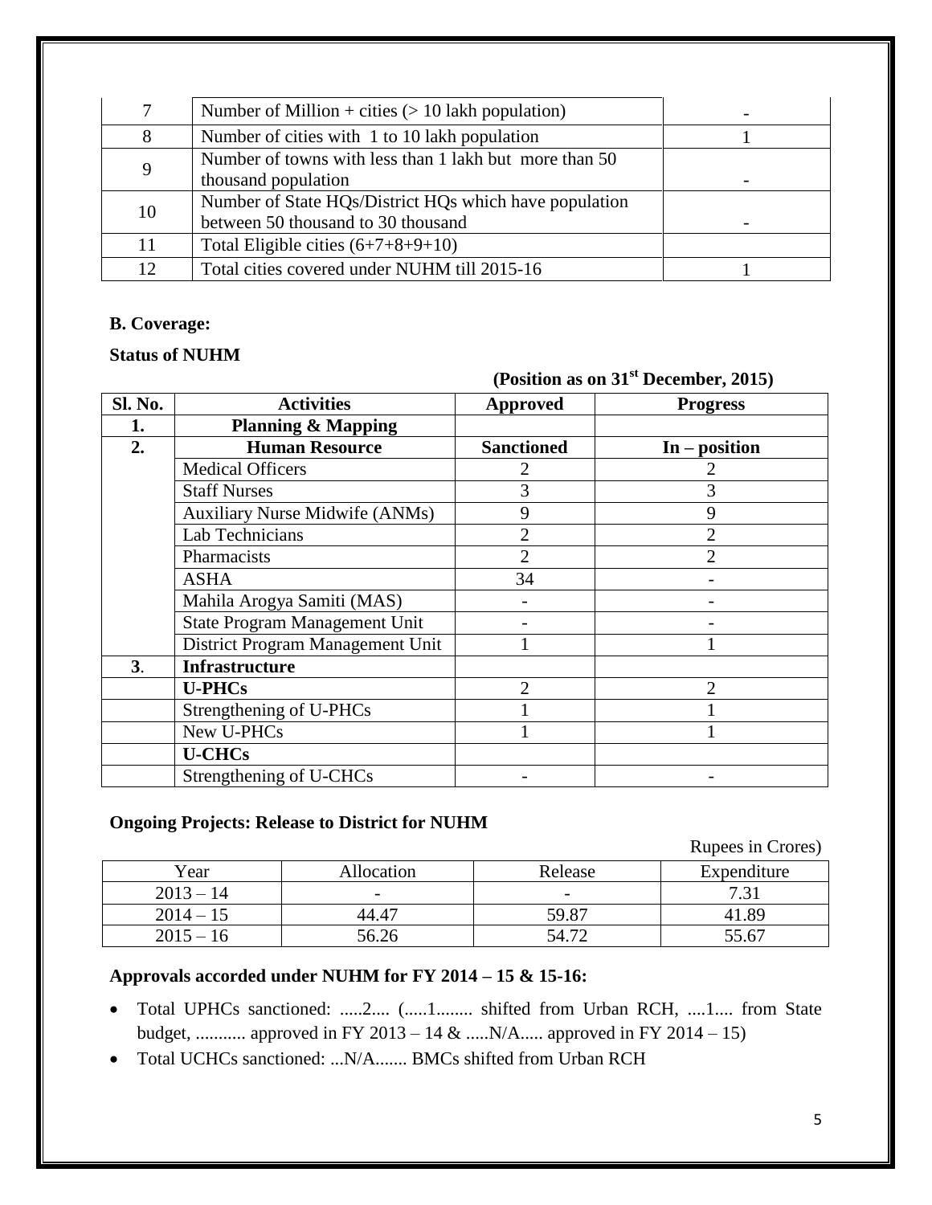| | | |
|---|---|---|
| 7 | Number of Million + cities (> 10 lakh population) | - |
| 8 | Number of cities with 1 to 10 lakh population | 1 |
| 9 | Number of towns with less than 1 lakh but more than 50 thousand population | - |
| 10 | Number of State HQs/District HQs which have population between 50 thousand to 30 thousand | - |
| 11 | Total Eligible cities (6+7+8+9+10) | |
| 12 | Total cities covered under NUHM till 2015-16 | 1 |

**B. Coverage:**

**Status of NUHM**

**(Position as on 31st December, 2015)**

| Sl. No. | Activities | Approved | Progress |
|---|---|---|---|
| **1.** | **Planning & Mapping** | | |
| **2.** | **Human Resource** | **Sanctioned** | **In – position** |
| | Medical Officers | 2 | 2 |
| | Staff Nurses | 3 | 3 |
| | Auxiliary Nurse Midwife (ANMs) | 9 | 9 |
| | Lab Technicians | 2 | 2 |
| | Pharmacists | 2 | 2 |
| | ASHA | 34 | - |
| | Mahila Arogya Samiti (MAS) | - | - |
| | State Program Management Unit | - | - |
| | District Program Management Unit | 1 | 1 |
| **3.** | **Infrastructure** | | |
| | **U-PHCs** | 2 | 2 |
| | Strengthening of U-PHCs | 1 | 1 |
| | New U-PHCs | 1 | 1 |
| | **U-CHCs** | | |
| | Strengthening of U-CHCs | - | - |

**Ongoing Projects: Release to District for NUHM**

Rupees in Crores)

| Year | Allocation | Release | Expenditure |
|---|---|---|---|
| 2013 – 14 | - | - | 7.31 |
| 2014 – 15 | 44.47 | 59.87 | 41.89 |
| 2015 – 16 | 56.26 | 54.72 | 55.67 |

**Approvals accorded under NUHM for FY 2014 – 15 & 15-16:**

- Total UPHCs sanctioned: .....2.... (.....1........ shifted from Urban RCH, ....1.... from State budget, ........... approved in FY 2013 – 14 & .....N/A..... approved in FY 2014 – 15)
- Total UCHCs sanctioned: ...N/A....... BMCs shifted from Urban RCH